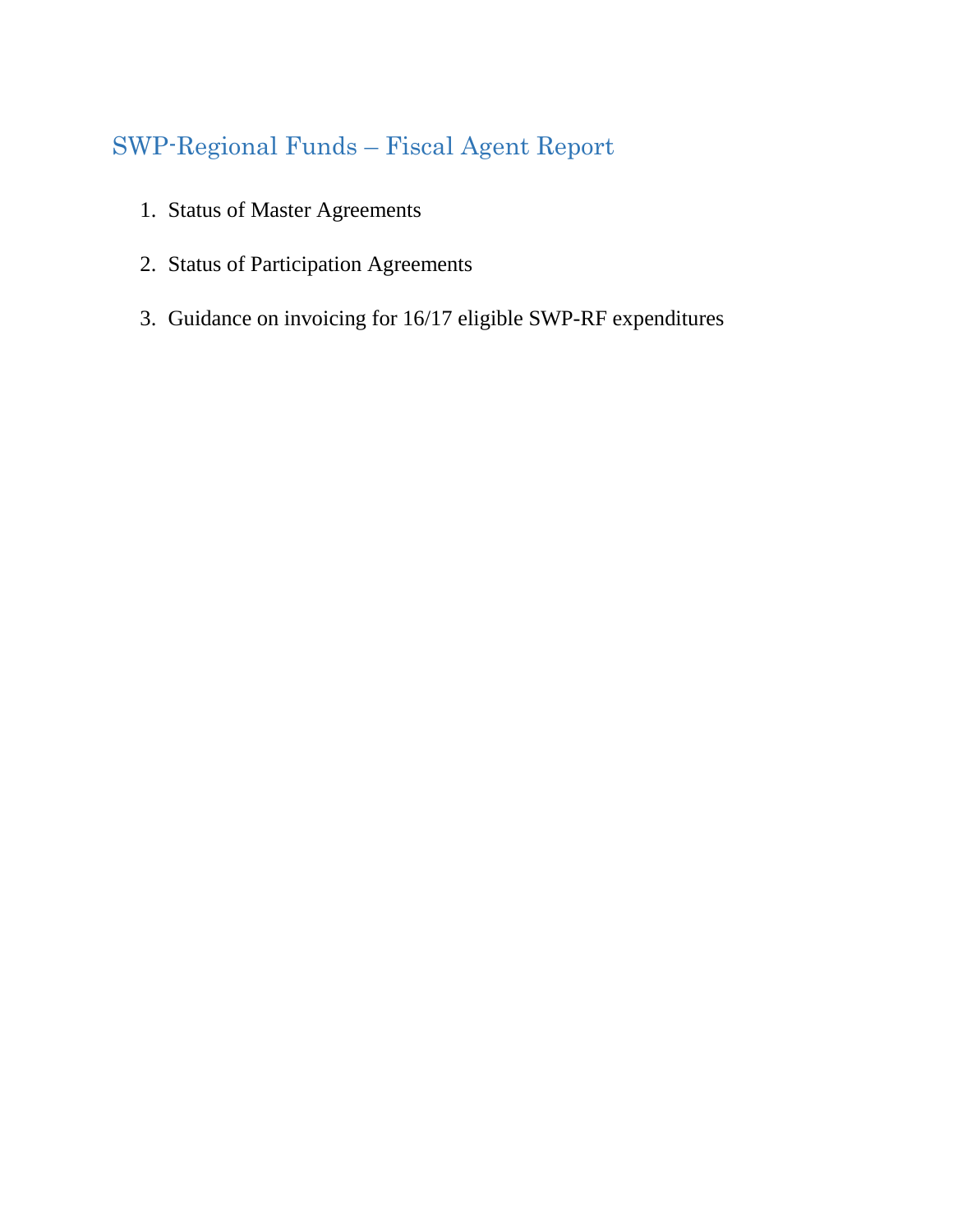# SWP-Regional Funds – Fiscal Agent Report

1. Status of Master Agreements
2. Status of Participation Agreements
3. Guidance on invoicing for 16/17 eligible SWP-RF expenditures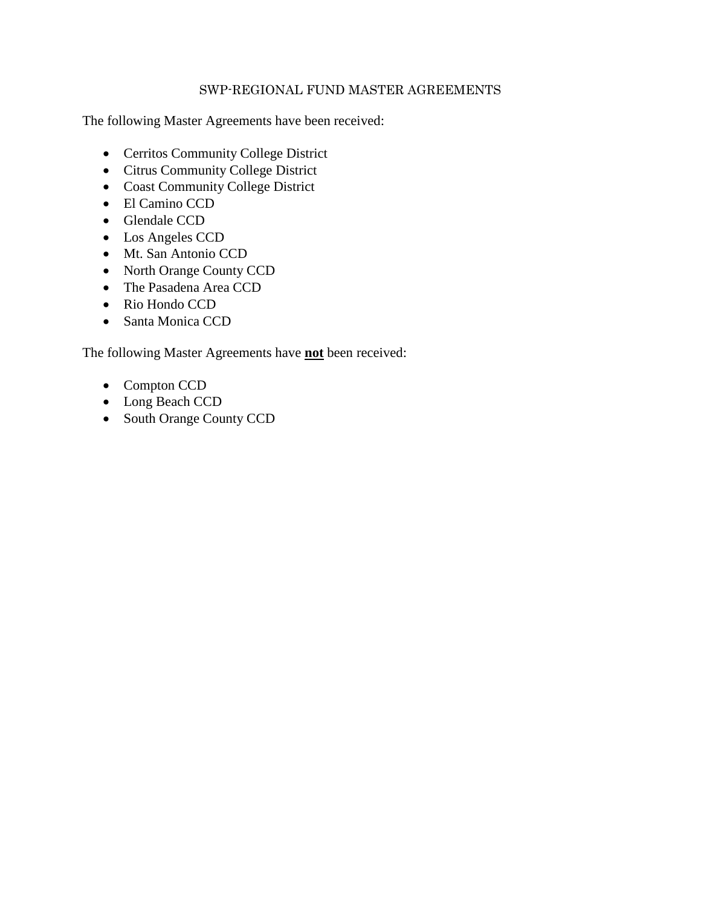# SWP-REGIONAL FUND MASTER AGREEMENTS

The following Master Agreements have been received:

- Cerritos Community College District
- Citrus Community College District
- Coast Community College District
- El Camino CCD
- Glendale CCD
- Los Angeles CCD
- Mt. San Antonio CCD
- North Orange County CCD
- The Pasadena Area CCD
- Rio Hondo CCD
- Santa Monica CCD

The following Master Agreements have **not** been received:

- Compton CCD
- Long Beach CCD
- South Orange County CCD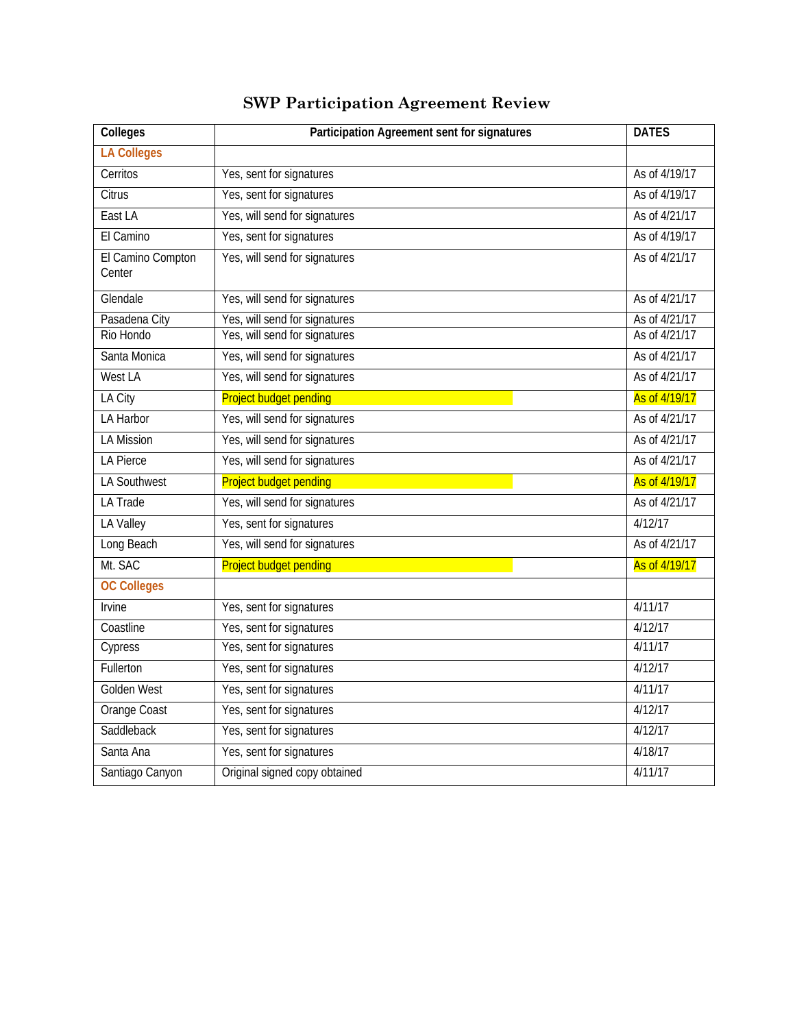# SWP Participation Agreement Review

| Colleges | Participation Agreement sent for signatures | DATES |
|---|---|---|
| **LA Colleges** | | |
| Cerritos | Yes, sent for signatures | As of 4/19/17 |
| Citrus | Yes, sent for signatures | As of 4/19/17 |
| East LA | Yes, will send for signatures | As of 4/21/17 |
| El Camino | Yes, sent for signatures | As of 4/19/17 |
| El Camino Compton Center | Yes, will send for signatures | As of 4/21/17 |
| Glendale | Yes, will send for signatures | As of 4/21/17 |
| Pasadena City | Yes, will send for signatures | As of 4/21/17 |
| Rio Hondo | Yes, will send for signatures | As of 4/21/17 |
| Santa Monica | Yes, will send for signatures | As of 4/21/17 |
| West LA | Yes, will send for signatures | As of 4/21/17 |
| LA City | Project budget pending | As of 4/19/17 |
| LA Harbor | Yes, will send for signatures | As of 4/21/17 |
| LA Mission | Yes, will send for signatures | As of 4/21/17 |
| LA Pierce | Yes, will send for signatures | As of 4/21/17 |
| LA Southwest | Project budget pending | As of 4/19/17 |
| LA Trade | Yes, will send for signatures | As of 4/21/17 |
| LA Valley | Yes, sent for signatures | 4/12/17 |
| Long Beach | Yes, will send for signatures | As of 4/21/17 |
| Mt. SAC | Project budget pending | As of 4/19/17 |
| **OC Colleges** | | |
| Irvine | Yes, sent for signatures | 4/11/17 |
| Coastline | Yes, sent for signatures | 4/12/17 |
| Cypress | Yes, sent for signatures | 4/11/17 |
| Fullerton | Yes, sent for signatures | 4/12/17 |
| Golden West | Yes, sent for signatures | 4/11/17 |
| Orange Coast | Yes, sent for signatures | 4/12/17 |
| Saddleback | Yes, sent for signatures | 4/12/17 |
| Santa Ana | Yes, sent for signatures | 4/18/17 |
| Santiago Canyon | Original signed copy obtained | 4/11/17 |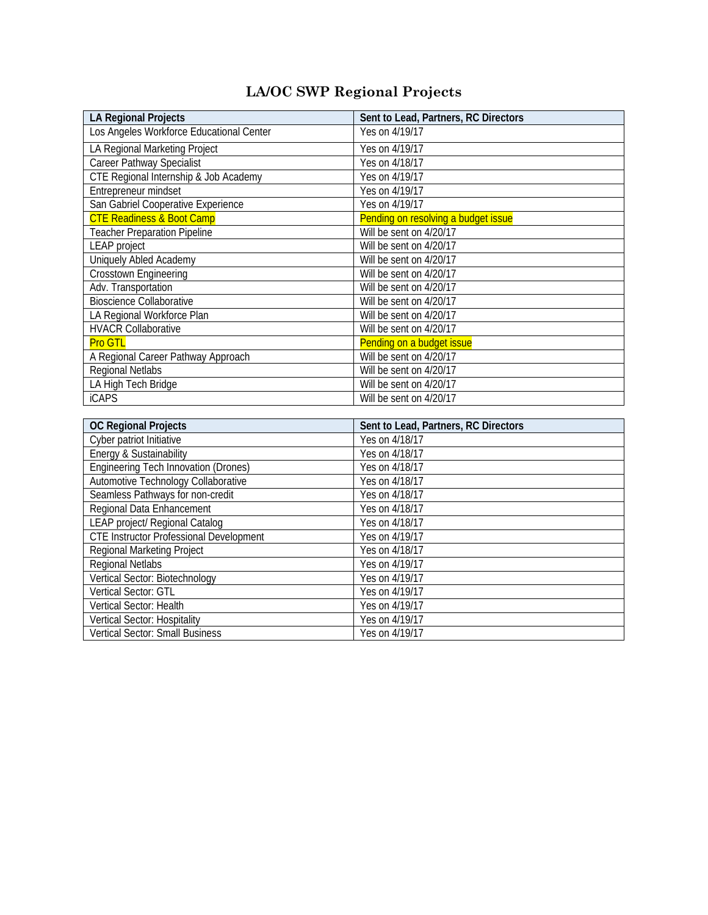# LA/OC SWP Regional Projects

| LA Regional Projects | Sent to Lead, Partners, RC Directors |
|---|---|
| Los Angeles Workforce Educational Center | Yes on 4/19/17 |
| LA Regional Marketing Project | Yes on 4/19/17 |
| Career Pathway Specialist | Yes on 4/18/17 |
| CTE Regional Internship & Job Academy | Yes on 4/19/17 |
| Entrepreneur mindset | Yes on 4/19/17 |
| San Gabriel Cooperative Experience | Yes on 4/19/17 |
| CTE Readiness & Boot Camp | Pending on resolving a budget issue |
| Teacher Preparation Pipeline | Will be sent on 4/20/17 |
| LEAP project | Will be sent on 4/20/17 |
| Uniquely Abled Academy | Will be sent on 4/20/17 |
| Crosstown Engineering | Will be sent on 4/20/17 |
| Adv. Transportation | Will be sent on 4/20/17 |
| Bioscience Collaborative | Will be sent on 4/20/17 |
| LA Regional Workforce Plan | Will be sent on 4/20/17 |
| HVACR Collaborative | Will be sent on 4/20/17 |
| Pro GTL | Pending on a budget issue |
| A Regional Career Pathway Approach | Will be sent on 4/20/17 |
| Regional Netlabs | Will be sent on 4/20/17 |
| LA High Tech Bridge | Will be sent on 4/20/17 |
| iCAPS | Will be sent on 4/20/17 |

| OC Regional Projects | Sent to Lead, Partners, RC Directors |
|---|---|
| Cyber patriot Initiative | Yes on 4/18/17 |
| Energy & Sustainability | Yes on 4/18/17 |
| Engineering Tech Innovation (Drones) | Yes on 4/18/17 |
| Automotive Technology Collaborative | Yes on 4/18/17 |
| Seamless Pathways for non-credit | Yes on 4/18/17 |
| Regional Data Enhancement | Yes on 4/18/17 |
| LEAP project/ Regional Catalog | Yes on 4/18/17 |
| CTE Instructor Professional Development | Yes on 4/19/17 |
| Regional Marketing Project | Yes on 4/18/17 |
| Regional Netlabs | Yes on 4/19/17 |
| Vertical Sector: Biotechnology | Yes on 4/19/17 |
| Vertical Sector: GTL | Yes on 4/19/17 |
| Vertical Sector: Health | Yes on 4/19/17 |
| Vertical Sector: Hospitality | Yes on 4/19/17 |
| Vertical Sector: Small Business | Yes on 4/19/17 |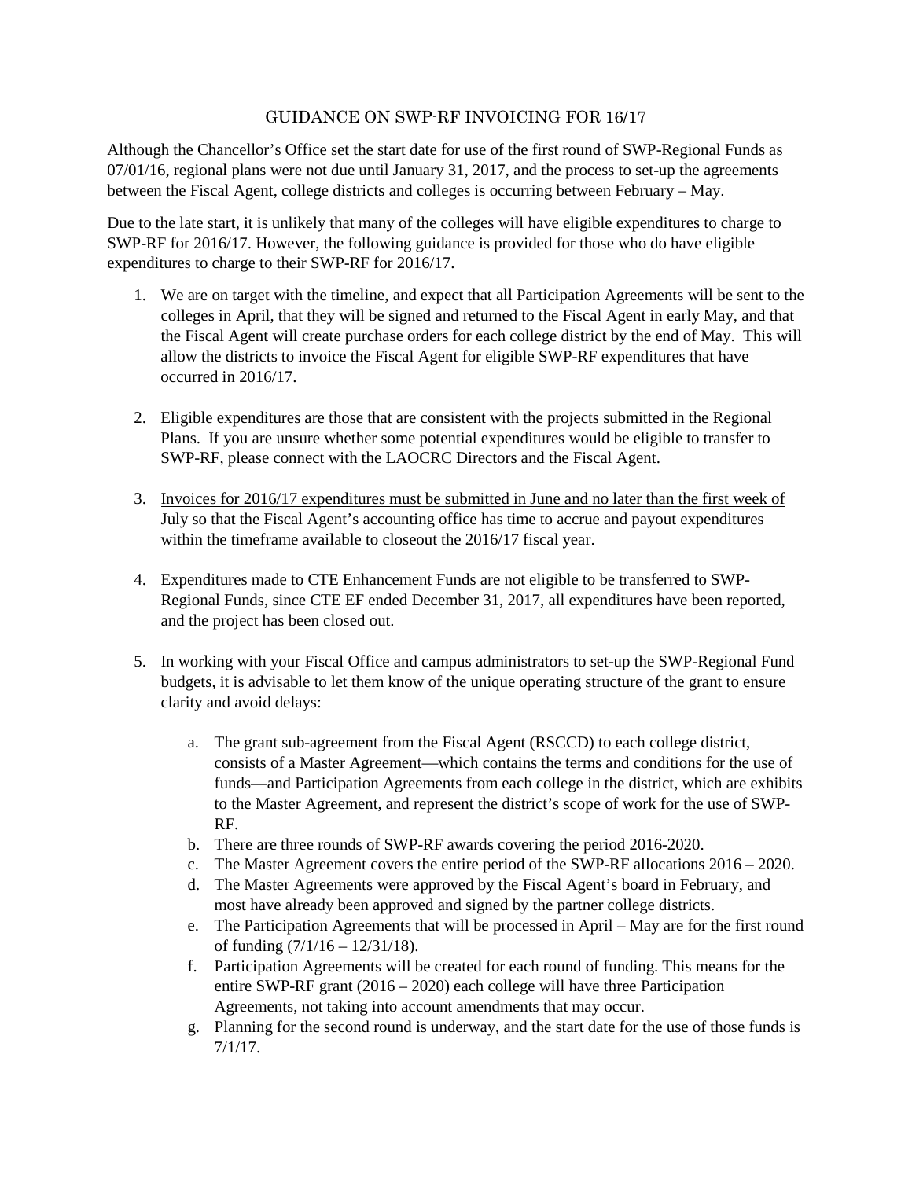# GUIDANCE ON SWP-RF INVOICING FOR 16/17

Although the Chancellor's Office set the start date for use of the first round of SWP-Regional Funds as 07/01/16, regional plans were not due until January 31, 2017, and the process to set-up the agreements between the Fiscal Agent, college districts and colleges is occurring between February – May.

Due to the late start, it is unlikely that many of the colleges will have eligible expenditures to charge to SWP-RF for 2016/17. However, the following guidance is provided for those who do have eligible expenditures to charge to their SWP-RF for 2016/17.

1. We are on target with the timeline, and expect that all Participation Agreements will be sent to the colleges in April, that they will be signed and returned to the Fiscal Agent in early May, and that the Fiscal Agent will create purchase orders for each college district by the end of May. This will allow the districts to invoice the Fiscal Agent for eligible SWP-RF expenditures that have occurred in 2016/17.

2. Eligible expenditures are those that are consistent with the projects submitted in the Regional Plans. If you are unsure whether some potential expenditures would be eligible to transfer to SWP-RF, please connect with the LAOCRC Directors and the Fiscal Agent.

3. <u>Invoices for 2016/17 expenditures must be submitted in June and no later than the first week of July</u> so that the Fiscal Agent's accounting office has time to accrue and payout expenditures within the timeframe available to closeout the 2016/17 fiscal year.

4. Expenditures made to CTE Enhancement Funds are not eligible to be transferred to SWP-Regional Funds, since CTE EF ended December 31, 2017, all expenditures have been reported, and the project has been closed out.

5. In working with your Fiscal Office and campus administrators to set-up the SWP-Regional Fund budgets, it is advisable to let them know of the unique operating structure of the grant to ensure clarity and avoid delays:

   a. The grant sub-agreement from the Fiscal Agent (RSCCD) to each college district, consists of a Master Agreement—which contains the terms and conditions for the use of funds—and Participation Agreements from each college in the district, which are exhibits to the Master Agreement, and represent the district's scope of work for the use of SWP-RF.
   b. There are three rounds of SWP-RF awards covering the period 2016-2020.
   c. The Master Agreement covers the entire period of the SWP-RF allocations 2016 – 2020.
   d. The Master Agreements were approved by the Fiscal Agent's board in February, and most have already been approved and signed by the partner college districts.
   e. The Participation Agreements that will be processed in April – May are for the first round of funding (7/1/16 – 12/31/18).
   f. Participation Agreements will be created for each round of funding. This means for the entire SWP-RF grant (2016 – 2020) each college will have three Participation Agreements, not taking into account amendments that may occur.
   g. Planning for the second round is underway, and the start date for the use of those funds is 7/1/17.